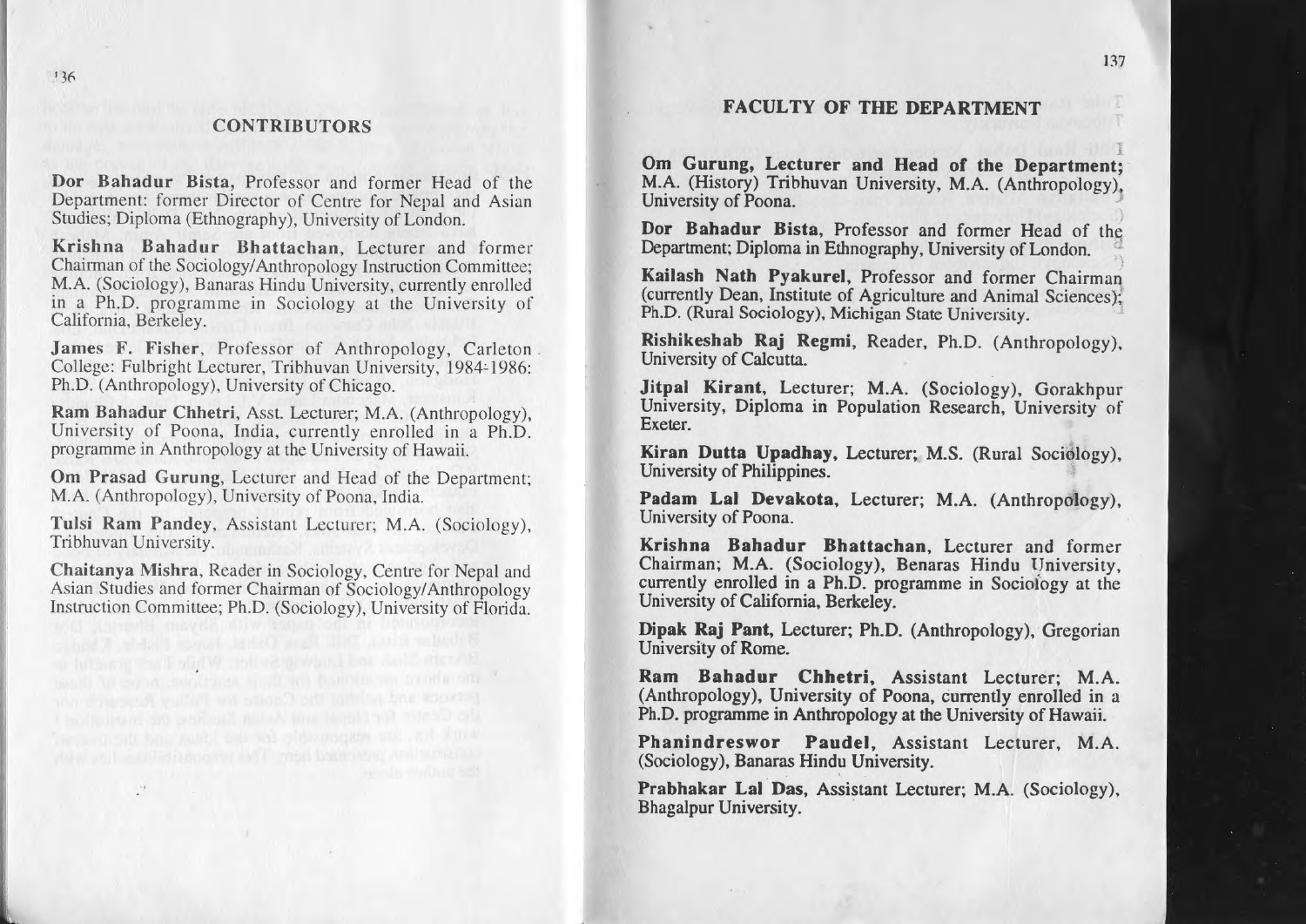## CONTRIBUTORS

**Dor Bahadur Bista,** Professor and former Head of the Department: former Director of Centre for Nepal and Asian Studies; Diploma (Ethnography), University of London.

**Krishna Bahadur Bhattachan,** Lecturer and former Chairman of the Sociology/Anthropology Instruction Committee; M.A. (Sociology), Banaras Hindu University, currently enrolled in a Ph.D. programme in Sociology at the University of California, Berkeley.

**James F. Fisher,** Professor of Anthropology, Carleton College: Fulbright Lecturer, Tribhuvan University, 1984-1986: Ph.D. (Anthropology), University of Chicago.

**Ram Bahadur Chhetri,** Asst. Lecturer; M.A. (Anthropology), University of Poona, India, currently enrolled in a Ph.D. programme in Anthropology at the University of Hawaii.

**Om Prasad Gurung,** Lecturer and Head of the Department; M.A. (Anthropology), University of Poona, India.

**Tulsi Ram Pandey,** Assistant Lecturer; M.A. (Sociology), Tribhuvan University.

**Chaitanya Mishra,** Reader in Sociology, Centre for Nepal and Asian Studies and former Chairman of Sociology/Anthropology Instruction Committee; Ph.D. (Sociology), University of Florida.

## FACULTY OF THE DEPARTMENT

**Om Gurung, Lecturer and Head of the Department;** M.A. (History) Tribhuvan University, M.A. (Anthropology), University of Poona.

**Dor Bahadur Bista,** Professor and former Head of the Department; Diploma in Ethnography, University of London.

**Kailash Nath Pyakurel,** Professor and former Chairman (currently Dean, Institute of Agriculture and Animal Sciences); Ph.D. (Rural Sociology), Michigan State University.

**Rishikeshab Raj Regmi,** Reader, Ph.D. (Anthropology), University of Calcutta.

**Jitpal Kirant,** Lecturer; M.A. (Sociology), Gorakhpur University, Diploma in Population Research, University of Exeter.

**Kiran Dutta Upadhay,** Lecturer; M.S. (Rural Sociology), University of Philippines.

**Padam Lal Devakota,** Lecturer; M.A. (Anthropology), University of Poona.

**Krishna Bahadur Bhattachan,** Lecturer and former Chairman; M.A. (Sociology), Benaras Hindu University, currently enrolled in a Ph.D. programme in Sociology at the University of California, Berkeley.

**Dipak Raj Pant,** Lecturer; Ph.D. (Anthropology), Gregorian University of Rome.

**Ram Bahadur Chhetri,** Assistant Lecturer; M.A. (Anthropology), University of Poona, currently enrolled in a Ph.D. programme in Anthropology at the University of Hawaii.

**Phanindreswor Paudel,** Assistant Lecturer, M.A. (Sociology), Banaras Hindu University.

**Prabhakar Lal Das,** Assistant Lecturer; M.A. (Sociology), Bhagalpur University.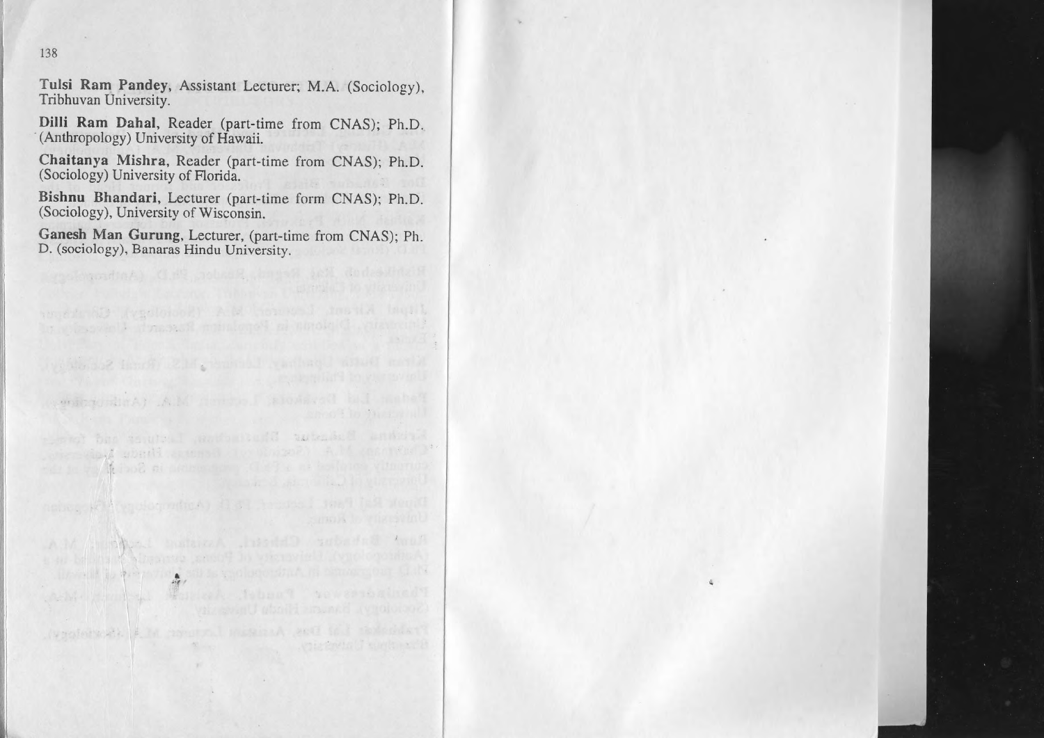**Tulsi Ram Pandey**, Assistant Lecturer; M.A. (Sociology), Tribhuvan University.

**Dilli Ram Dahal**, Reader (part-time from CNAS); Ph.D. (Anthropology) University of Hawaii.

**Chaitanya Mishra**, Reader (part-time from CNAS); Ph.D. (Sociology) University of Florida.

**Bishnu Bhandari**, Lecturer (part-time form CNAS); Ph.D. (Sociology), University of Wisconsin.

**Ganesh Man Gurung**, Lecturer, (part-time from CNAS); Ph. D. (sociology), Banaras Hindu University.